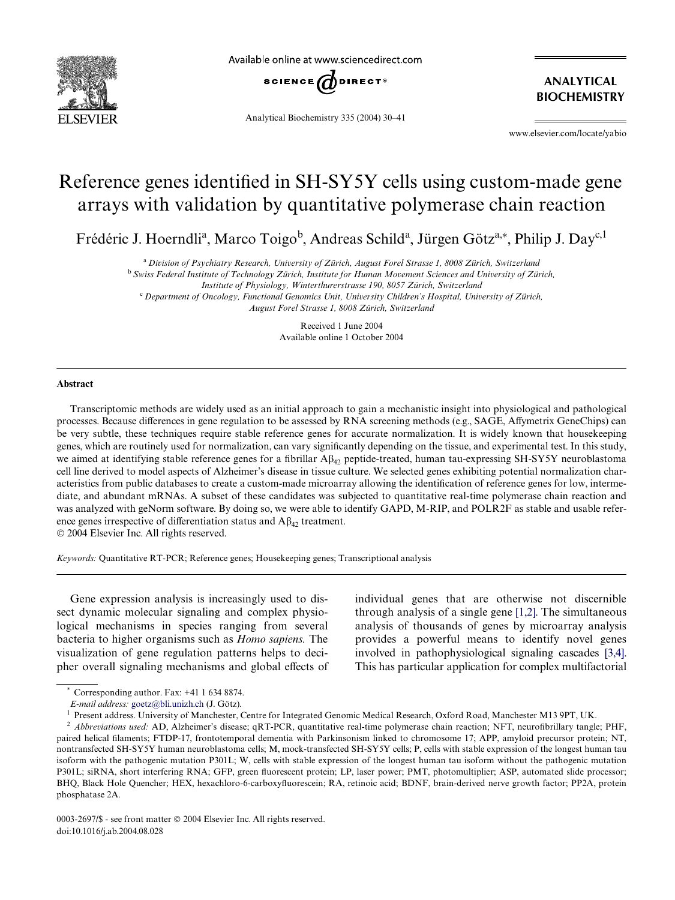# Reference genes identified in SH-SY5Y cells using custom-made gene arrays with validation by quantitative polymerase chain reaction

Frédéric J. Hoerndli[a], Marco Toigo[b], Andreas Schild[a], Jürgen Götz[a,*], Philip J. Day[c,1]

[a] *Division of Psychiatry Research, University of Zürich, August Forel Strasse 1, 8008 Zürich, Switzerland*
[b] *Swiss Federal Institute of Technology Zürich, Institute for Human Movement Sciences and University of Zürich, Institute of Physiology, Winterthurerstrasse 190, 8057 Zürich, Switzerland*
[c] *Department of Oncology, Functional Genomics Unit, University Children's Hospital, University of Zürich, August Forel Strasse 1, 8008 Zürich, Switzerland*

Received 1 June 2004
Available online 1 October 2004

## Abstract

Transcriptomic methods are widely used as an initial approach to gain a mechanistic insight into physiological and pathological processes. Because differences in gene regulation to be assessed by RNA screening methods (e.g., SAGE, Affymetrix GeneChips) can be very subtle, these techniques require stable reference genes for accurate normalization. It is widely known that housekeeping genes, which are routinely used for normalization, can vary significantly depending on the tissue, and experimental test. In this study, we aimed at identifying stable reference genes for a fibrillar $A\beta_{42}$ peptide-treated, human tau-expressing SH-SY5Y neuroblastoma cell line derived to model aspects of Alzheimer's disease in tissue culture. We selected genes exhibiting potential normalization characteristics from public databases to create a custom-made microarray allowing the identification of reference genes for low, intermediate, and abundant mRNAs. A subset of these candidates was subjected to quantitative real-time polymerase chain reaction and was analyzed with geNorm software. By doing so, we were able to identify GAPD, M-RIP, and POLR2F as stable and usable reference genes irrespective of differentiation status and $A\beta_{42}$ treatment.
© 2004 Elsevier Inc. All rights reserved.

*Keywords:* Quantitative RT-PCR; Reference genes; Housekeeping genes; Transcriptional analysis

Gene expression analysis is increasingly used to dissect dynamic molecular signaling and complex physiological mechanisms in species ranging from several bacteria to higher organisms such as *Homo sapiens.* The visualization of gene regulation patterns helps to decipher overall signaling mechanisms and global effects of individual genes that are otherwise not discernible through analysis of a single gene [1,2]. The simultaneous analysis of thousands of genes by microarray analysis provides a powerful means to identify novel genes involved in pathophysiological signaling cascades [3,4]. This has particular application for complex multifactorial

\* Corresponding author. Fax: +41 1 634 8874.
*E-mail address:* goetz@bli.unizh.ch (J. Götz).
[1] Present address. University of Manchester, Centre for Integrated Genomic Medical Research, Oxford Road, Manchester M13 9PT, UK.
[2] *Abbreviations used:* AD, Alzheimer's disease; qRT-PCR, quantitative real-time polymerase chain reaction; NFT, neurofibrillary tangle; PHF, paired helical filaments; FTDP-17, frontotemporal dementia with Parkinsonism linked to chromosome 17; APP, amyloid precursor protein; NT, nontransfected SH-SY5Y human neuroblastoma cells; M, mock-transfected SH-SY5Y cells; P, cells with stable expression of the longest human tau isoform with the pathogenic mutation P301L; W, cells with stable expression of the longest human tau isoform without the pathogenic mutation P301L; siRNA, short interfering RNA; GFP, green fluorescent protein; LP, laser power; PMT, photomultiplier; ASP, automated slide processor; BHQ, Black Hole Quencher; HEX, hexachloro-6-carboxyfluorescein; RA, retinoic acid; BDNF, brain-derived nerve growth factor; PP2A, protein phosphatase 2A.

0003-2697/$ - see front matter © 2004 Elsevier Inc. All rights reserved.
doi:10.1016/j.ab.2004.08.028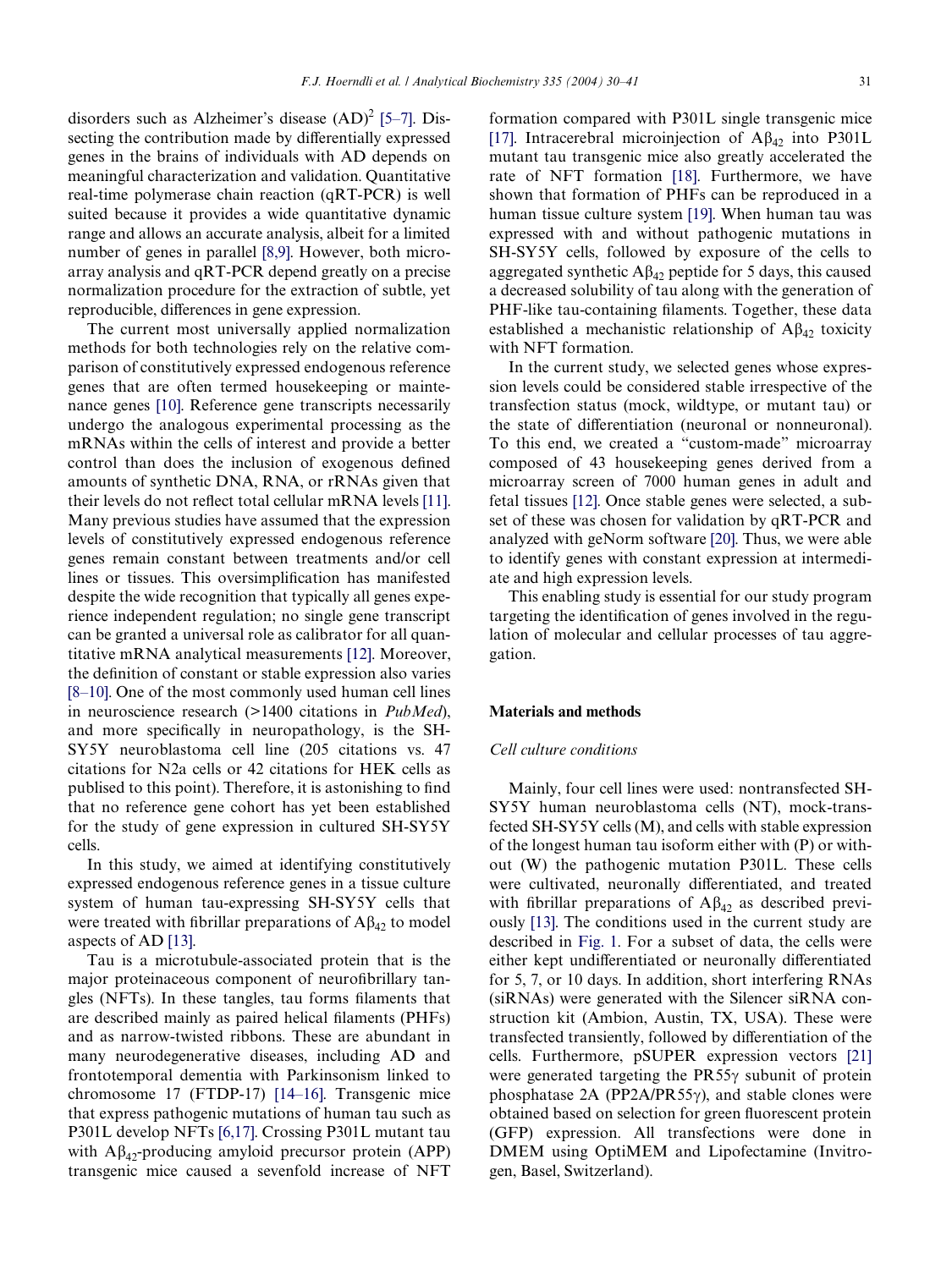disorders such as Alzheimer's disease (AD)[2] [5–7]. Dissecting the contribution made by differentially expressed genes in the brains of individuals with AD depends on meaningful characterization and validation. Quantitative real-time polymerase chain reaction (qRT-PCR) is well suited because it provides a wide quantitative dynamic range and allows an accurate analysis, albeit for a limited number of genes in parallel [8,9]. However, both microarray analysis and qRT-PCR depend greatly on a precise normalization procedure for the extraction of subtle, yet reproducible, differences in gene expression.

The current most universally applied normalization methods for both technologies rely on the relative comparison of constitutively expressed endogenous reference genes that are often termed housekeeping or maintenance genes [10]. Reference gene transcripts necessarily undergo the analogous experimental processing as the mRNAs within the cells of interest and provide a better control than does the inclusion of exogenous defined amounts of synthetic DNA, RNA, or rRNAs given that their levels do not reflect total cellular mRNA levels [11]. Many previous studies have assumed that the expression levels of constitutively expressed endogenous reference genes remain constant between treatments and/or cell lines or tissues. This oversimplification has manifested despite the wide recognition that typically all genes experience independent regulation; no single gene transcript can be granted a universal role as calibrator for all quantitative mRNA analytical measurements [12]. Moreover, the definition of constant or stable expression also varies [8–10]. One of the most commonly used human cell lines in neuroscience research (>1400 citations in *PubMed*), and more specifically in neuropathology, is the SH-SY5Y neuroblastoma cell line (205 citations vs. 47 citations for N2a cells or 42 citations for HEK cells as publised to this point). Therefore, it is astonishing to find that no reference gene cohort has yet been established for the study of gene expression in cultured SH-SY5Y cells.

In this study, we aimed at identifying constitutively expressed endogenous reference genes in a tissue culture system of human tau-expressing SH-SY5Y cells that were treated with fibrillar preparations of $A\beta_{42}$ to model aspects of AD [13].

Tau is a microtubule-associated protein that is the major proteinaceous component of neurofibrillary tangles (NFTs). In these tangles, tau forms filaments that are described mainly as paired helical filaments (PHFs) and as narrow-twisted ribbons. These are abundant in many neurodegenerative diseases, including AD and frontotemporal dementia with Parkinsonism linked to chromosome 17 (FTDP-17) [14–16]. Transgenic mice that express pathogenic mutations of human tau such as P301L develop NFTs [6,17]. Crossing P301L mutant tau with $A\beta_{42}$-producing amyloid precursor protein (APP) transgenic mice caused a sevenfold increase of NFT formation compared with P301L single transgenic mice [17]. Intracerebral microinjection of $A\beta_{42}$ into P301L mutant tau transgenic mice also greatly accelerated the rate of NFT formation [18]. Furthermore, we have shown that formation of PHFs can be reproduced in a human tissue culture system [19]. When human tau was expressed with and without pathogenic mutations in SH-SY5Y cells, followed by exposure of the cells to aggregated synthetic $A\beta_{42}$ peptide for 5 days, this caused a decreased solubility of tau along with the generation of PHF-like tau-containing filaments. Together, these data established a mechanistic relationship of $A\beta_{42}$ toxicity with NFT formation.

In the current study, we selected genes whose expression levels could be considered stable irrespective of the transfection status (mock, wildtype, or mutant tau) or the state of differentiation (neuronal or nonneuronal). To this end, we created a "custom-made" microarray composed of 43 housekeeping genes derived from a microarray screen of 7000 human genes in adult and fetal tissues [12]. Once stable genes were selected, a subset of these was chosen for validation by qRT-PCR and analyzed with geNorm software [20]. Thus, we were able to identify genes with constant expression at intermediate and high expression levels.

This enabling study is essential for our study program targeting the identification of genes involved in the regulation of molecular and cellular processes of tau aggregation.

## Materials and methods

### Cell culture conditions

Mainly, four cell lines were used: nontransfected SH-SY5Y human neuroblastoma cells (NT), mock-transfected SH-SY5Y cells (M), and cells with stable expression of the longest human tau isoform either with (P) or without (W) the pathogenic mutation P301L. These cells were cultivated, neuronally differentiated, and treated with fibrillar preparations of $A\beta_{42}$ as described previously [13]. The conditions used in the current study are described in Fig. 1. For a subset of data, the cells were either kept undifferentiated or neuronally differentiated for 5, 7, or 10 days. In addition, short interfering RNAs (siRNAs) were generated with the Silencer siRNA construction kit (Ambion, Austin, TX, USA). These were transfected transiently, followed by differentiation of the cells. Furthermore, pSUPER expression vectors [21] were generated targeting the PR55$\gamma$ subunit of protein phosphatase 2A (PP2A/PR55$\gamma$), and stable clones were obtained based on selection for green fluorescent protein (GFP) expression. All transfections were done in DMEM using OptiMEM and Lipofectamine (Invitrogen, Basel, Switzerland).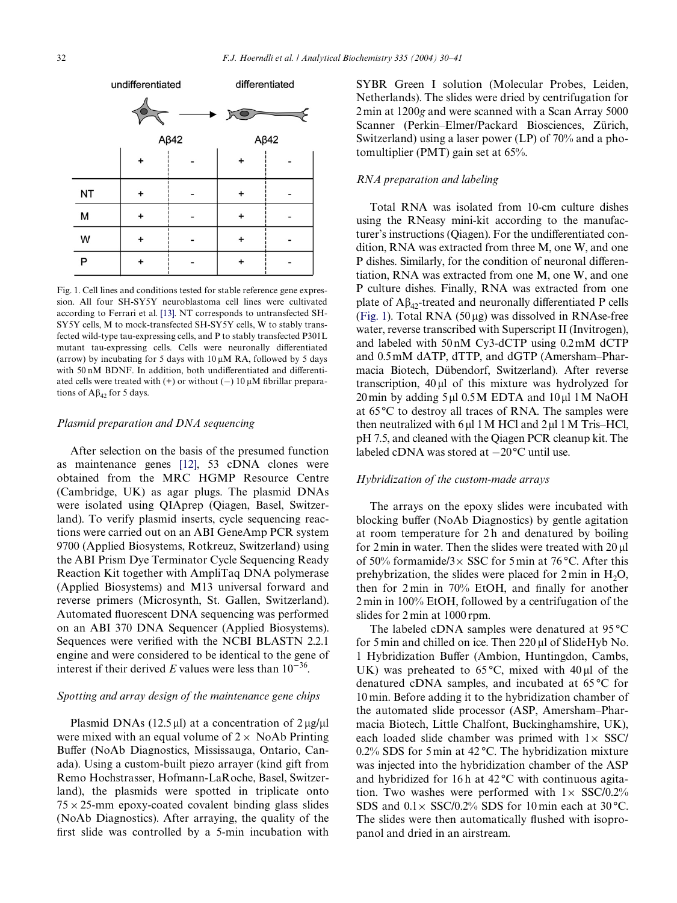| | undifferentiated | | differentiated | |
|---|---|---|---|---|
| | Aβ42 | | Aβ42 | |
| | + | - | + | - |
| NT | + | - | + | - |
| M | + | - | + | - |
| W | + | - | + | - |
| P | + | - | + | - |

Fig. 1. Cell lines and conditions tested for stable reference gene expression. All four SH-SY5Y neuroblastoma cell lines were cultivated according to Ferrari et al. [13]. NT corresponds to untransfected SH-SY5Y cells, M to mock-transfected SH-SY5Y cells, W to stably transfected wild-type tau-expressing cells, and P to stably transfected P301L mutant tau-expressing cells. Cells were neuronally differentiated (arrow) by incubating for 5 days with 10 μM RA, followed by 5 days with 50 nM BDNF. In addition, both undifferentiated and differentiated cells were treated with (+) or without (−) 10 μM fibrillar preparations of $A\beta_{42}$ for 5 days.

### *Plasmid preparation and DNA sequencing*

After selection on the basis of the presumed function as maintenance genes [12], 53 cDNA clones were obtained from the MRC HGMP Resource Centre (Cambridge, UK) as agar plugs. The plasmid DNAs were isolated using QIAprep (Qiagen, Basel, Switzerland). To verify plasmid inserts, cycle sequencing reactions were carried out on an ABI GeneAmp PCR system 9700 (Applied Biosystems, Rotkreuz, Switzerland) using the ABI Prism Dye Terminator Cycle Sequencing Ready Reaction Kit together with AmpliTaq DNA polymerase (Applied Biosystems) and M13 universal forward and reverse primers (Microsynth, St. Gallen, Switzerland). Automated fluorescent DNA sequencing was performed on an ABI 370 DNA Sequencer (Applied Biosystems). Sequences were verified with the NCBI BLASTN 2.2.1 engine and were considered to be identical to the gene of interest if their derived *E* values were less than $10^{-36}$.

### *Spotting and array design of the maintenance gene chips*

Plasmid DNAs (12.5 μl) at a concentration of 2 μg/μl were mixed with an equal volume of 2× NoAb Printing Buffer (NoAb Diagnostics, Mississauga, Ontario, Canada). Using a custom-built piezo arrayer (kind gift from Remo Hochstrasser, Hofmann-LaRoche, Basel, Switzerland), the plasmids were spotted in triplicate onto 75 × 25-mm epoxy-coated covalent binding glass slides (NoAb Diagnostics). After arraying, the quality of the first slide was controlled by a 5-min incubation with SYBR Green I solution (Molecular Probes, Leiden, Netherlands). The slides were dried by centrifugation for 2 min at 1200*g* and were scanned with a Scan Array 5000 Scanner (Perkin–Elmer/Packard Biosciences, Zürich, Switzerland) using a laser power (LP) of 70% and a photomultiplier (PMT) gain set at 65%.

### *RNA preparation and labeling*

Total RNA was isolated from 10-cm culture dishes using the RNeasy mini-kit according to the manufacturer's instructions (Qiagen). For the undifferentiated condition, RNA was extracted from three M, one W, and one P dishes. Similarly, for the condition of neuronal differentiation, RNA was extracted from one M, one W, and one P culture dishes. Finally, RNA was extracted from one plate of $A\beta_{42}$-treated and neuronally differentiated P cells (Fig. 1). Total RNA (50 μg) was dissolved in RNAse-free water, reverse transcribed with Superscript II (Invitrogen), and labeled with 50 nM Cy3-dCTP using 0.2 mM dCTP and 0.5 mM dATP, dTTP, and dGTP (Amersham–Pharmacia Biotech, Dübendorf, Switzerland). After reverse transcription, 40 μl of this mixture was hydrolyzed for 20 min by adding 5 μl 0.5 M EDTA and 10 μl 1 M NaOH at 65 °C to destroy all traces of RNA. The samples were then neutralized with 6 μl 1 M HCl and 2 μl 1 M Tris–HCl, pH 7.5, and cleaned with the Qiagen PCR cleanup kit. The labeled cDNA was stored at −20 °C until use.

### *Hybridization of the custom-made arrays*

The arrays on the epoxy slides were incubated with blocking buffer (NoAb Diagnostics) by gentle agitation at room temperature for 2 h and denatured by boiling for 2 min in water. Then the slides were treated with 20 μl of 50% formamide/3× SSC for 5 min at 76 °C. After this prehybrization, the slides were placed for 2 min in $H_2O$, then for 2 min in 70% EtOH, and finally for another 2 min in 100% EtOH, followed by a centrifugation of the slides for 2 min at 1000 rpm.

The labeled cDNA samples were denatured at 95 °C for 5 min and chilled on ice. Then 220 μl of SlideHyb No. 1 Hybridization Buffer (Ambion, Huntingdon, Cambs, UK) was preheated to 65 °C, mixed with 40 μl of the denatured cDNA samples, and incubated at 65 °C for 10 min. Before adding it to the hybridization chamber of the automated slide processor (ASP, Amersham–Pharmacia Biotech, Little Chalfont, Buckinghamshire, UK), each loaded slide chamber was primed with 1× SSC/0.2% SDS for 5 min at 42 °C. The hybridization mixture was injected into the hybridization chamber of the ASP and hybridized for 16 h at 42 °C with continuous agitation. Two washes were performed with 1× SSC/0.2% SDS and 0.1× SSC/0.2% SDS for 10 min each at 30 °C. The slides were then automatically flushed with isopropanol and dried in an airstream.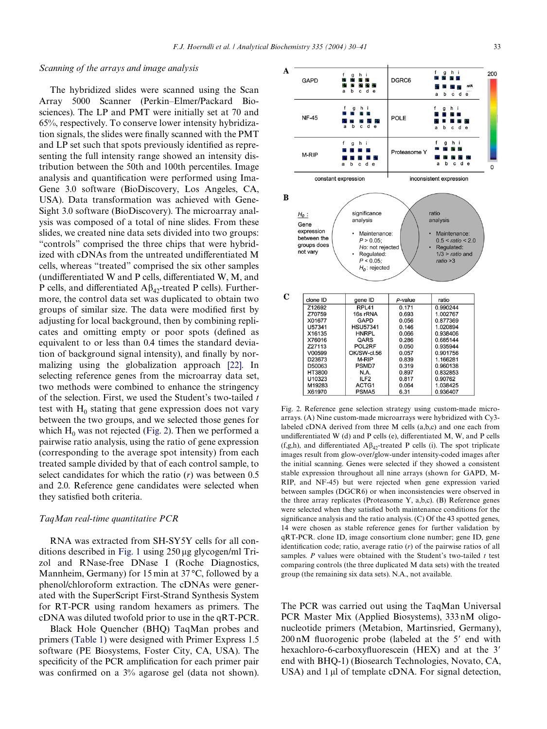### Scanning of the arrays and image analysis

The hybridized slides were scanned using the Scan Array 5000 Scanner (Perkin–Elmer/Packard Biosciences). The LP and PMT were initially set at 70 and 65%, respectively. To conserve lower intensity hybridization signals, the slides were finally scanned with the PMT and LP set such that spots previously identified as representing the full intensity range showed an intensity distribution between the 50th and 100th percentiles. Image analysis and quantification were performed using ImaGene 3.0 software (BioDiscovery, Los Angeles, CA, USA). Data transformation was achieved with GeneSight 3.0 software (BioDiscovery). The microarray analysis was composed of a total of nine slides. From these slides, we created nine data sets divided into two groups: "controls" comprised the three chips that were hybridized with cDNAs from the untreated undifferentiated M cells, whereas "treated" comprised the six other samples (undifferentiated W and P cells, differentiated W, M, and P cells, and differentiated $A\beta_{42}$-treated P cells). Furthermore, the control data set was duplicated to obtain two groups of similar size. The data were modified first by adjusting for local background, then by combining replicates and omitting empty or poor spots (defined as equivalent to or less than 0.4 times the standard deviation of background signal intensity), and finally by normalizing using the globalization approach [22]. In selecting reference genes from the microarray data set, two methods were combined to enhance the stringency of the selection. First, we used the Student's two-tailed *t* test with $H_0$ stating that gene expression does not vary between the two groups, and we selected those genes for which $H_0$ was not rejected (Fig. 2). Then we performed a pairwise ratio analysis, using the ratio of gene expression (corresponding to the average spot intensity) from each treated sample divided by that of each control sample, to select candidates for which the ratio ($r$) was between 0.5 and 2.0. Reference gene candidates were selected when they satisfied both criteria.

### TaqMan real-time quantitative PCR

RNA was extracted from SH-SY5Y cells for all conditions described in Fig. 1 using 250 μg glycogen/ml Trizol and RNase-free DNase I (Roche Diagnostics, Mannheim, Germany) for 15 min at 37 °C, followed by a phenol/chloroform extraction. The cDNAs were generated with the SuperScript First-Strand Synthesis System for RT-PCR using random hexamers as primers. The cDNA was diluted twofold prior to use in the qRT-PCR.

Black Hole Quencher (BHQ) TaqMan probes and primers (Table 1) were designed with Primer Express 1.5 software (PE Biosystems, Foster City, CA, USA). The specificity of the PCR amplification for each primer pair was confirmed on a 3% agarose gel (data not shown).

| clone ID | gene ID | *P*-value | ratio |
|---|---|---|---|
| Z12692 | RPL41 | 0.171 | 0.990244 |
| Z70759 | 16s rRNA | 0.693 | 1.002767 |
| X01677 | GAPD | 0.056 | 0.877369 |
| U57341 | HSU57341 | 0.146 | 1.020894 |
| X16135 | HNRPL | 0.066 | 0.938406 |
| X76016 | QARS | 0.286 | 0.685144 |
| Z27113 | POL2RF | 0.050 | 0.935944 |
| V00599 | OK/SW-cl.56 | 0.057 | 0.901756 |
| D23673 | M-RIP | 0.839 | 1.166281 |
| D50063 | PSMD7 | 0.319 | 0.960138 |
| HT3800 | N.A. | 0.897 | 0.832853 |
| U10323 | ILF2 | 0.817 | 0.90762 |
| M19283 | ACTG1 | 0.064 | 1.038425 |
| X61970 | PSMA5 | 6.31 | 0.936407 |

Fig. 2. Reference gene selection strategy using custom-made microarrays. (A) Nine custom-made microarrays were hybridized with Cy3-labeled cDNA derived from three M cells (a,b,c) and one each from undifferentiated W (d) and P cells (e), differentiated M, W, and P cells (f,g,h), and differentiated $A\beta_{42}$-treated P cells (i). The spot triplicate images result from glow-over/glow-under intensity-coded images after the initial scanning. Genes were selected if they showed a consistent stable expression throughout all nine arrays (shown for GAPD, M-RIP, and NF-45) but were rejected when gene expression varied between samples (DGCR6) or when inconsistencies were observed in the three array replicates (Proteasome Y, a,b,c). (B) Reference genes were selected when they satisfied both maintenance conditions for the significance analysis and the ratio analysis. (C) Of the 43 spotted genes, 14 were chosen as stable reference genes for further validation by qRT-PCR. clone ID, image consortium clone number; gene ID, gene identification code; ratio, average ratio ($r$) of the pairwise ratios of all samples. *P* values were obtained with the Student's two-tailed *t* test comparing controls (the three duplicated M data sets) with the treated group (the remaining six data sets). N.A., not available.

The PCR was carried out using the TaqMan Universal PCR Master Mix (Applied Biosystems), 333 nM oligonucleotide primers (Metabion, Martinsried, Germany), 200 nM fluorogenic probe (labeled at the 5′ end with hexachloro-6-carboxyfluorescein (HEX) and at the 3′ end with BHQ-1) (Biosearch Technologies, Novato, CA, USA) and 1 μl of template cDNA. For signal detection,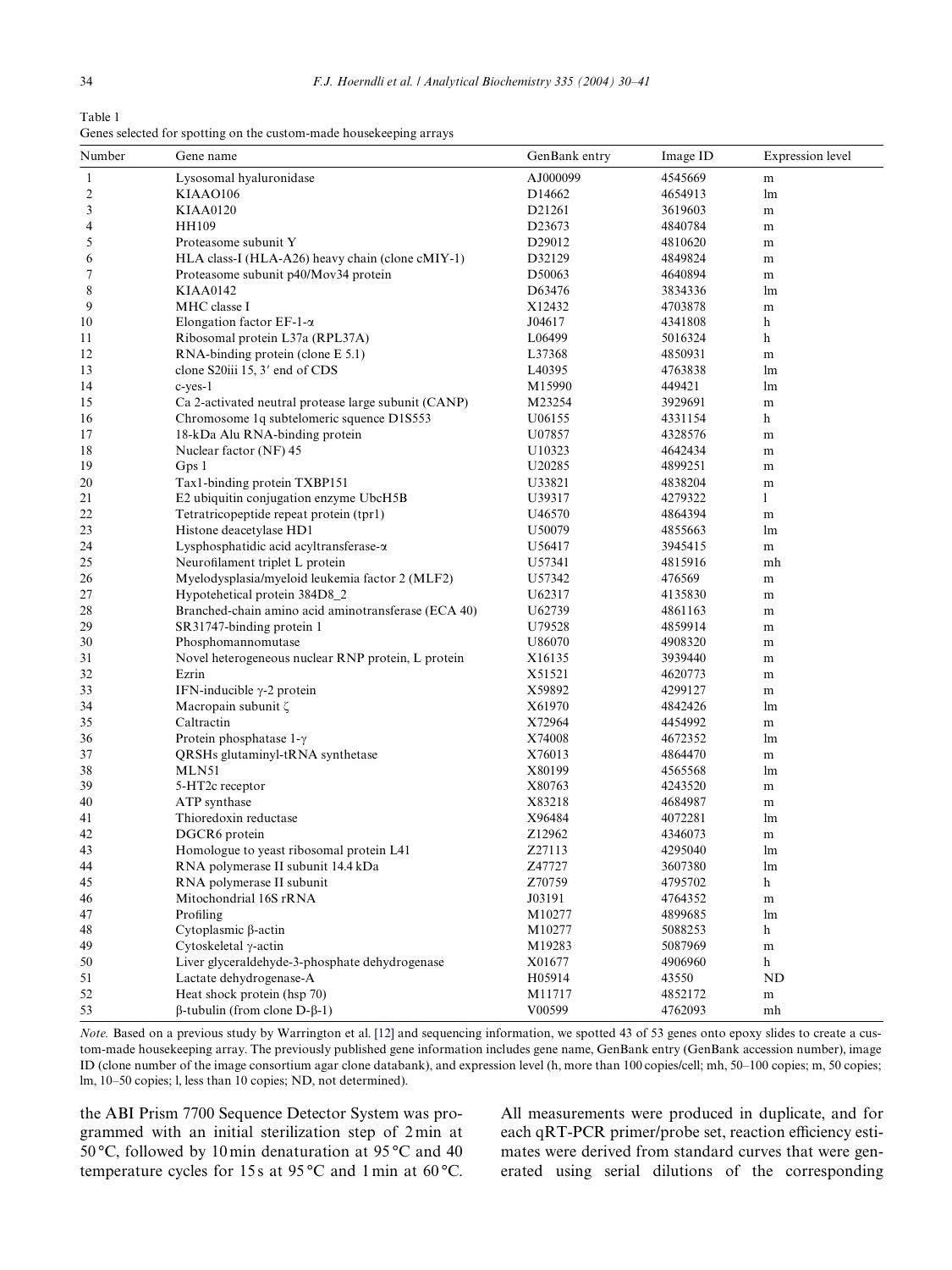Table 1
Genes selected for spotting on the custom-made housekeeping arrays

| Number | Gene name | GenBank entry | Image ID | Expression level |
|---|---|---|---|---|
| 1 | Lysosomal hyaluronidase | AJ000099 | 4545669 | m |
| 2 | KIAAO106 | D14662 | 4654913 | lm |
| 3 | KIAA0120 | D21261 | 3619603 | m |
| 4 | HH109 | D23673 | 4840784 | m |
| 5 | Proteasome subunit Y | D29012 | 4810620 | m |
| 6 | HLA class-I (HLA-A26) heavy chain (clone cMIY-1) | D32129 | 4849824 | m |
| 7 | Proteasome subunit p40/Mov34 protein | D50063 | 4640894 | m |
| 8 | KIAA0142 | D63476 | 3834336 | lm |
| 9 | MHC classe I | X12432 | 4703878 | m |
| 10 | Elongation factor EF-1-α | J04617 | 4341808 | h |
| 11 | Ribosomal protein L37a (RPL37A) | L06499 | 5016324 | h |
| 12 | RNA-binding protein (clone E 5.1) | L37368 | 4850931 | m |
| 13 | clone S20iii 15, 3′ end of CDS | L40395 | 4763838 | lm |
| 14 | c-yes-1 | M15990 | 449421 | lm |
| 15 | Ca 2-activated neutral protease large subunit (CANP) | M23254 | 3929691 | m |
| 16 | Chromosome 1q subtelomeric squence D1S553 | U06155 | 4331154 | h |
| 17 | 18-kDa Alu RNA-binding protein | U07857 | 4328576 | m |
| 18 | Nuclear factor (NF) 45 | U10323 | 4642434 | m |
| 19 | Gps 1 | U20285 | 4899251 | m |
| 20 | Tax1-binding protein TXBP151 | U33821 | 4838204 | m |
| 21 | E2 ubiquitin conjugation enzyme UbcH5B | U39317 | 4279322 | l |
| 22 | Tetratricopeptide repeat protein (tpr1) | U46570 | 4864394 | m |
| 23 | Histone deacetylase HD1 | U50079 | 4855663 | lm |
| 24 | Lysphosphatidic acid acyltransferase-α | U56417 | 3945415 | m |
| 25 | Neurofilament triplet L protein | U57341 | 4815916 | mh |
| 26 | Myelodysplasia/myeloid leukemia factor 2 (MLF2) | U57342 | 476569 | m |
| 27 | Hypotehetical protein 384D8_2 | U62317 | 4135830 | m |
| 28 | Branched-chain amino acid aminotransferase (ECA 40) | U62739 | 4861163 | m |
| 29 | SR31747-binding protein 1 | U79528 | 4859914 | m |
| 30 | Phosphomannomutase | U86070 | 4908320 | m |
| 31 | Novel heterogeneous nuclear RNP protein, L protein | X16135 | 3939440 | m |
| 32 | Ezrin | X51521 | 4620773 | m |
| 33 | IFN-inducible γ-2 protein | X59892 | 4299127 | m |
| 34 | Macropain subunit ζ | X61970 | 4842426 | lm |
| 35 | Caltractin | X72964 | 4454992 | m |
| 36 | Protein phosphatase 1-γ | X74008 | 4672352 | lm |
| 37 | QRSHs glutaminyl-tRNA synthetase | X76013 | 4864470 | m |
| 38 | MLN51 | X80199 | 4565568 | lm |
| 39 | 5-HT2c receptor | X80763 | 4243520 | m |
| 40 | ATP synthase | X83218 | 4684987 | m |
| 41 | Thioredoxin reductase | X96484 | 4072281 | lm |
| 42 | DGCR6 protein | Z12962 | 4346073 | m |
| 43 | Homologue to yeast ribosomal protein L41 | Z27113 | 4295040 | lm |
| 44 | RNA polymerase II subunit 14.4 kDa | Z47727 | 3607380 | lm |
| 45 | RNA polymerase II subunit | Z70759 | 4795702 | h |
| 46 | Mitochondrial 16S rRNA | J03191 | 4764352 | m |
| 47 | Profiling | M10277 | 4899685 | lm |
| 48 | Cytoplasmic β-actin | M10277 | 5088253 | h |
| 49 | Cytoskeletal γ-actin | M19283 | 5087969 | m |
| 50 | Liver glyceraldehyde-3-phosphate dehydrogenase | X01677 | 4906960 | h |
| 51 | Lactate dehydrogenase-A | H05914 | 43550 | ND |
| 52 | Heat shock protein (hsp 70) | M11717 | 4852172 | m |
| 53 | β-tubulin (from clone D-β-1) | V00599 | 4762093 | mh |

*Note.* Based on a previous study by Warrington et al. [12] and sequencing information, we spotted 43 of 53 genes onto epoxy slides to create a custom-made housekeeping array. The previously published gene information includes gene name, GenBank entry (GenBank accession number), image ID (clone number of the image consortium agar clone databank), and expression level (h, more than 100 copies/cell; mh, 50–100 copies; m, 50 copies; lm, 10–50 copies; l, less than 10 copies; ND, not determined).

the ABI Prism 7700 Sequence Detector System was programmed with an initial sterilization step of 2 min at 50 °C, followed by 10 min denaturation at 95 °C and 40 temperature cycles for 15 s at 95 °C and 1 min at 60 °C. All measurements were produced in duplicate, and for each qRT-PCR primer/probe set, reaction efficiency estimates were derived from standard curves that were generated using serial dilutions of the corresponding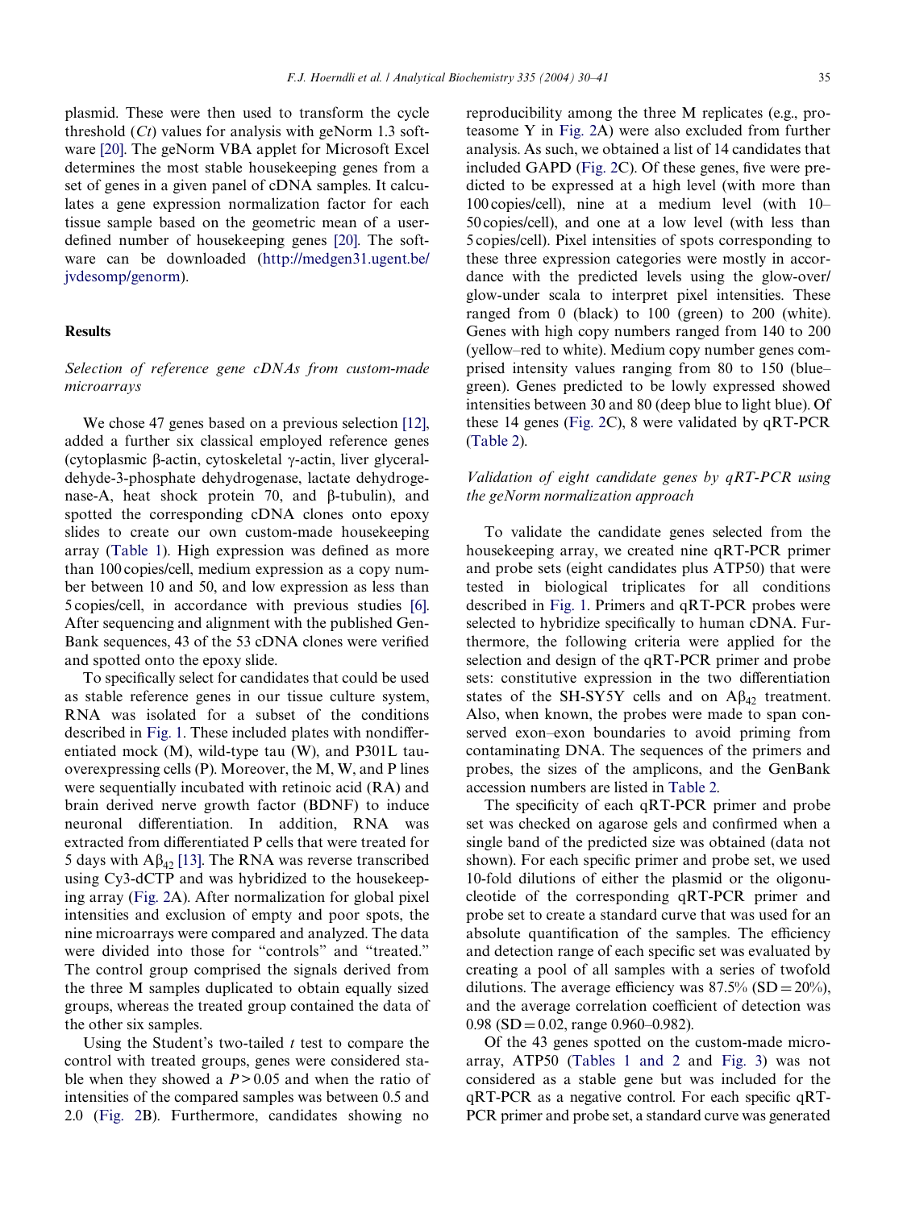plasmid. These were then used to transform the cycle threshold (*Ct*) values for analysis with geNorm 1.3 software [20]. The geNorm VBA applet for Microsoft Excel determines the most stable housekeeping genes from a set of genes in a given panel of cDNA samples. It calculates a gene expression normalization factor for each tissue sample based on the geometric mean of a user-defined number of housekeeping genes [20]. The software can be downloaded (http://medgen31.ugent.be/jvdesomp/genorm).

## Results

### *Selection of reference gene cDNAs from custom-made microarrays*

We chose 47 genes based on a previous selection [12], added a further six classical employed reference genes (cytoplasmic β-actin, cytoskeletal γ-actin, liver glyceraldehyde-3-phosphate dehydrogenase, lactate dehydrogenase-A, heat shock protein 70, and β-tubulin), and spotted the corresponding cDNA clones onto epoxy slides to create our own custom-made housekeeping array (Table 1). High expression was defined as more than 100 copies/cell, medium expression as a copy number between 10 and 50, and low expression as less than 5 copies/cell, in accordance with previous studies [6]. After sequencing and alignment with the published GenBank sequences, 43 of the 53 cDNA clones were verified and spotted onto the epoxy slide.

To specifically select for candidates that could be used as stable reference genes in our tissue culture system, RNA was isolated for a subset of the conditions described in Fig. 1. These included plates with nondifferentiated mock (M), wild-type tau (W), and P301L tau-overexpressing cells (P). Moreover, the M, W, and P lines were sequentially incubated with retinoic acid (RA) and brain derived nerve growth factor (BDNF) to induce neuronal differentiation. In addition, RNA was extracted from differentiated P cells that were treated for 5 days with $A\beta_{42}$ [13]. The RNA was reverse transcribed using Cy3-dCTP and was hybridized to the housekeeping array (Fig. 2A). After normalization for global pixel intensities and exclusion of empty and poor spots, the nine microarrays were compared and analyzed. The data were divided into those for "controls" and "treated." The control group comprised the signals derived from the three M samples duplicated to obtain equally sized groups, whereas the treated group contained the data of the other six samples.

Using the Student's two-tailed *t* test to compare the control with treated groups, genes were considered stable when they showed a $P > 0.05$ and when the ratio of intensities of the compared samples was between 0.5 and 2.0 (Fig. 2B). Furthermore, candidates showing no reproducibility among the three M replicates (e.g., proteasome Y in Fig. 2A) were also excluded from further analysis. As such, we obtained a list of 14 candidates that included GAPD (Fig. 2C). Of these genes, five were predicted to be expressed at a high level (with more than 100 copies/cell), nine at a medium level (with 10–50 copies/cell), and one at a low level (with less than 5 copies/cell). Pixel intensities of spots corresponding to these three expression categories were mostly in accordance with the predicted levels using the glow-over/glow-under scala to interpret pixel intensities. These ranged from 0 (black) to 100 (green) to 200 (white). Genes with high copy numbers ranged from 140 to 200 (yellow–red to white). Medium copy number genes comprised intensity values ranging from 80 to 150 (blue–green). Genes predicted to be lowly expressed showed intensities between 30 and 80 (deep blue to light blue). Of these 14 genes (Fig. 2C), 8 were validated by qRT-PCR (Table 2).

### *Validation of eight candidate genes by qRT-PCR using the geNorm normalization approach*

To validate the candidate genes selected from the housekeeping array, we created nine qRT-PCR primer and probe sets (eight candidates plus ATP50) that were tested in biological triplicates for all conditions described in Fig. 1. Primers and qRT-PCR probes were selected to hybridize specifically to human cDNA. Furthermore, the following criteria were applied for the selection and design of the qRT-PCR primer and probe sets: constitutive expression in the two differentiation states of the SH-SY5Y cells and on $A\beta_{42}$ treatment. Also, when known, the probes were made to span conserved exon–exon boundaries to avoid priming from contaminating DNA. The sequences of the primers and probes, the sizes of the amplicons, and the GenBank accession numbers are listed in Table 2.

The specificity of each qRT-PCR primer and probe set was checked on agarose gels and confirmed when a single band of the predicted size was obtained (data not shown). For each specific primer and probe set, we used 10-fold dilutions of either the plasmid or the oligonucleotide of the corresponding qRT-PCR primer and probe set to create a standard curve that was used for an absolute quantification of the samples. The efficiency and detection range of each specific set was evaluated by creating a pool of all samples with a series of twofold dilutions. The average efficiency was 87.5% (SD = 20%), and the average correlation coefficient of detection was 0.98 (SD = 0.02, range 0.960–0.982).

Of the 43 genes spotted on the custom-made microarray, ATP50 (Tables 1 and 2 and Fig. 3) was not considered as a stable gene but was included for the qRT-PCR as a negative control. For each specific qRT-PCR primer and probe set, a standard curve was generated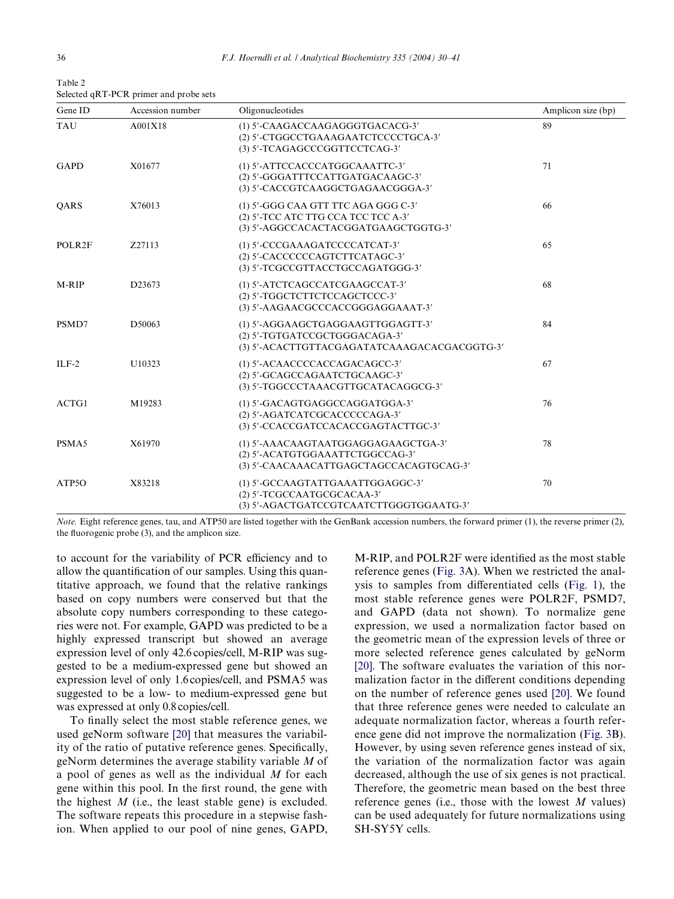Table 2
Selected qRT-PCR primer and probe sets

| Gene ID | Accession number | Oligonucleotides | Amplicon size (bp) |
|---|---|---|---|
| TAU | A001X18 | (1) 5′-CAAGACCAAGAGGGTGACACG-3′<br>(2) 5′-CTGGCCTGAAAGAATCTCCCCTGCA-3′<br>(3) 5′-TCAGAGCCCGGTTCCTCAG-3′ | 89 |
| GAPD | X01677 | (1) 5′-ATTCCACCCATGGCAAATTC-3′<br>(2) 5′-GGGATTTCCATTGATGACAAGC-3′<br>(3) 5′-CACCGTCAAGGCTGAGAACGGGA-3′ | 71 |
| QARS | X76013 | (1) 5′-GGG CAA GTT TTC AGA GGG C-3′<br>(2) 5′-TCC ATC TTG CCA TCC TCC A-3′<br>(3) 5′-AGGCCACACTACGGATGAAGCTGGTG-3′ | 66 |
| POLR2F | Z27113 | (1) 5′-CCCGAAAGATCCCCATCAT-3′<br>(2) 5′-CACCCCCCAGTCTTCATAGC-3′<br>(3) 5′-TCGCCGTTACCTGCCAGATGGG-3′ | 65 |
| M-RIP | D23673 | (1) 5′-ATCTCAGCCATCGAAGCCAT-3′<br>(2) 5′-TGGCTCTTCTCCAGCTCCC-3′<br>(3) 5′-AAGAACGCCCACCGGGAGGAAAT-3′ | 68 |
| PSMD7 | D50063 | (1) 5′-AGGAAGCTGAGGAAGTTGGAGTT-3′<br>(2) 5′-TGTGATCCGCTGGGACAGA-3′<br>(3) 5′-ACACTTGTTACGAGATATCAAAGACACGACGGTG-3′ | 84 |
| ILF-2 | U10323 | (1) 5′-ACAACCCCACCAGACAGCC-3′<br>(2) 5′-GCAGCCAGAATCTGCAAGC-3′<br>(3) 5′-TGGCCCTAAACGTTGCATACAGGCG-3′ | 67 |
| ACTG1 | M19283 | (1) 5′-GACAGTGAGGCCAGGATGGA-3′<br>(2) 5′-AGATCATCGCACCCCCAGA-3′<br>(3) 5′-CCACCGATCCACACCGAGTACTTGC-3′ | 76 |
| PSMA5 | X61970 | (1) 5′-AAACAAGTAATGGAGGAGAAGCTGA-3′<br>(2) 5′-ACATGTGGAAATTCTGGCCAG-3′<br>(3) 5′-CAACAAACATTGAGCTAGCCACAGTGCAG-3′ | 78 |
| ATP5O | X83218 | (1) 5′-GCCAAGTATTGAAATTGGAGGC-3′<br>(2) 5′-TCGCCAATGCGCACAA-3′<br>(3) 5′-AGACTGATCCGTCAATCTTGGGTGGAATG-3′ | 70 |

*Note.* Eight reference genes, tau, and ATP50 are listed together with the GenBank accession numbers, the forward primer (1), the reverse primer (2), the fluorogenic probe (3), and the amplicon size.

to account for the variability of PCR efficiency and to allow the quantification of our samples. Using this quantitative approach, we found that the relative rankings based on copy numbers were conserved but that the absolute copy numbers corresponding to these categories were not. For example, GAPD was predicted to be a highly expressed transcript but showed an average expression level of only 42.6 copies/cell, M-RIP was suggested to be a medium-expressed gene but showed an expression level of only 1.6 copies/cell, and PSMA5 was suggested to be a low- to medium-expressed gene but was expressed at only 0.8 copies/cell.

To finally select the most stable reference genes, we used geNorm software [20] that measures the variability of the ratio of putative reference genes. Specifically, geNorm determines the average stability variable $M$ of a pool of genes as well as the individual $M$ for each gene within this pool. In the first round, the gene with the highest $M$ (i.e., the least stable gene) is excluded. The software repeats this procedure in a stepwise fashion. When applied to our pool of nine genes, GAPD, M-RIP, and POLR2F were identified as the most stable reference genes (Fig. 3A). When we restricted the analysis to samples from differentiated cells (Fig. 1), the most stable reference genes were POLR2F, PSMD7, and GAPD (data not shown). To normalize gene expression, we used a normalization factor based on the geometric mean of the expression levels of three or more selected reference genes calculated by geNorm [20]. The software evaluates the variation of this normalization factor in the different conditions depending on the number of reference genes used [20]. We found that three reference genes were needed to calculate an adequate normalization factor, whereas a fourth reference gene did not improve the normalization (Fig. 3B). However, by using seven reference genes instead of six, the variation of the normalization factor was again decreased, although the use of six genes is not practical. Therefore, the geometric mean based on the best three reference genes (i.e., those with the lowest $M$ values) can be used adequately for future normalizations using SH-SY5Y cells.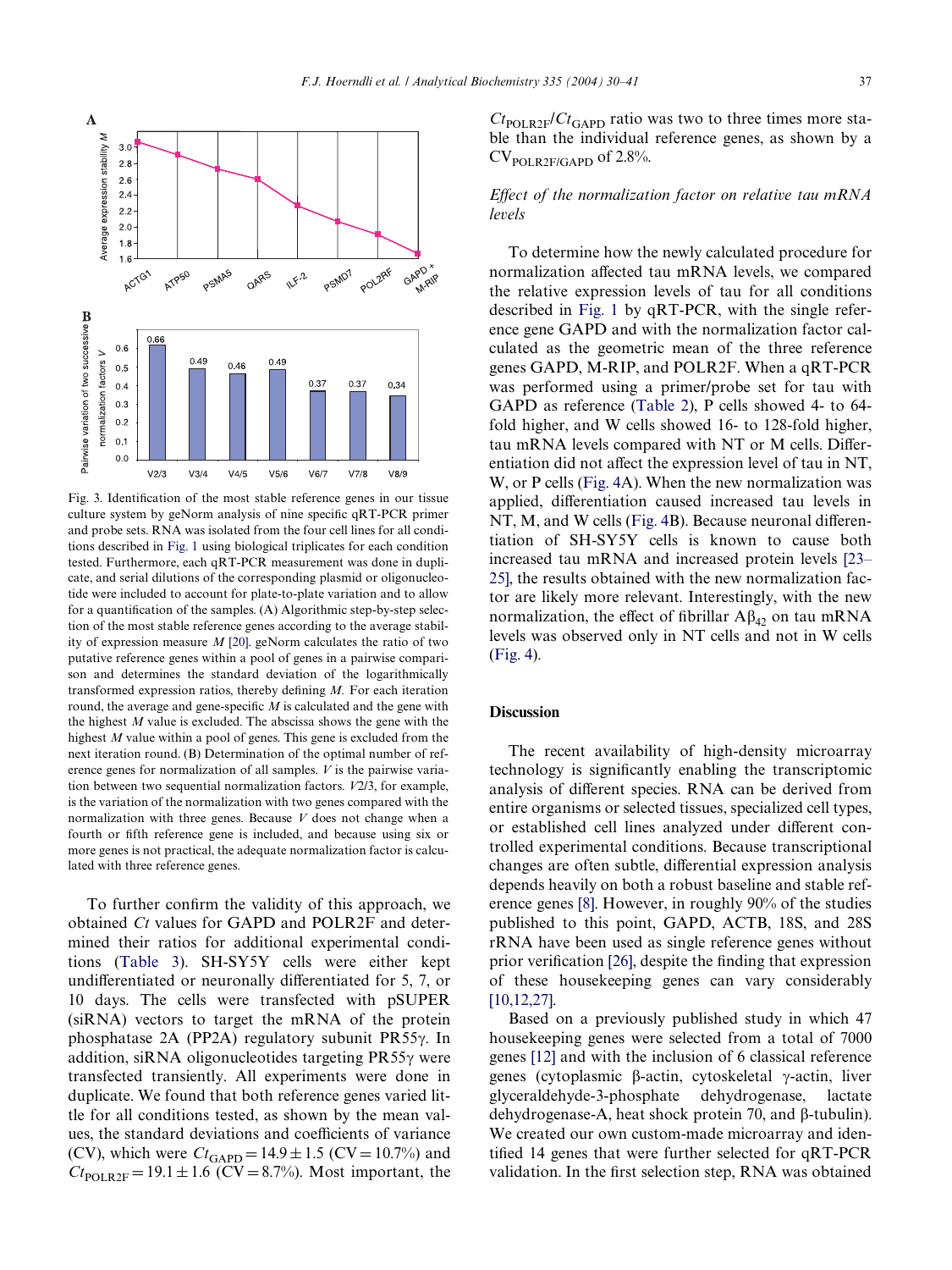Fig. 3. Identification of the most stable reference genes in our tissue culture system by geNorm analysis of nine specific qRT-PCR primer and probe sets. RNA was isolated from the four cell lines for all conditions described in Fig. 1 using biological triplicates for each condition tested. Furthermore, each qRT-PCR measurement was done in duplicate, and serial dilutions of the corresponding plasmid or oligonucleotide were included to account for plate-to-plate variation and to allow for a quantification of the samples. (A) Algorithmic step-by-step selection of the most stable reference genes according to the average stability of expression measure $M$ [20]. geNorm calculates the ratio of two putative reference genes within a pool of genes in a pairwise comparison and determines the standard deviation of the logarithmically transformed expression ratios, thereby defining $M$. For each iteration round, the average and gene-specific $M$ is calculated and the gene with the highest $M$ value is excluded. The abscissa shows the gene with the highest $M$ value within a pool of genes. This gene is excluded from the next iteration round. (B) Determination of the optimal number of reference genes for normalization of all samples. $V$ is the pairwise variation between two sequential normalization factors. $V2/3$, for example, is the variation of the normalization with two genes compared with the normalization with three genes. Because $V$ does not change when a fourth or fifth reference gene is included, and because using six or more genes is not practical, the adequate normalization factor is calculated with three reference genes.

To further confirm the validity of this approach, we obtained $Ct$ values for GAPD and POLR2F and determined their ratios for additional experimental conditions (Table 3). SH-SY5Y cells were either kept undifferentiated or neuronally differentiated for 5, 7, or 10 days. The cells were transfected with pSUPER (siRNA) vectors to target the mRNA of the protein phosphatase 2A (PP2A) regulatory subunit PR55γ. In addition, siRNA oligonucleotides targeting PR55γ were transfected transiently. All experiments were done in duplicate. We found that both reference genes varied little for all conditions tested, as shown by the mean values, the standard deviations and coefficients of variance (CV), which were $Ct_{GAPD} = 14.9 \pm 1.5$ (CV = 10.7%) and $Ct_{POLR2F} = 19.1 \pm 1.6$ (CV = 8.7%). Most important, the $Ct_{POLR2F}/Ct_{GAPD}$ ratio was two to three times more stable than the individual reference genes, as shown by a $CV_{POLR2F/GAPD}$ of 2.8%.

### *Effect of the normalization factor on relative tau mRNA levels*

To determine how the newly calculated procedure for normalization affected tau mRNA levels, we compared the relative expression levels of tau for all conditions described in Fig. 1 by qRT-PCR, with the single reference gene GAPD and with the normalization factor calculated as the geometric mean of the three reference genes GAPD, M-RIP, and POLR2F. When a qRT-PCR was performed using a primer/probe set for tau with GAPD as reference (Table 2), P cells showed 4- to 64-fold higher, and W cells showed 16- to 128-fold higher, tau mRNA levels compared with NT or M cells. Differentiation did not affect the expression level of tau in NT, W, or P cells (Fig. 4A). When the new normalization was applied, differentiation caused increased tau levels in NT, M, and W cells (Fig. 4B). Because neuronal differentiation of SH-SY5Y cells is known to cause both increased tau mRNA and increased protein levels [23–25], the results obtained with the new normalization factor are likely more relevant. Interestingly, with the new normalization, the effect of fibrillar $A\beta_{42}$ on tau mRNA levels was observed only in NT cells and not in W cells (Fig. 4).

## Discussion

The recent availability of high-density microarray technology is significantly enabling the transcriptomic analysis of different species. RNA can be derived from entire organisms or selected tissues, specialized cell types, or established cell lines analyzed under different controlled experimental conditions. Because transcriptional changes are often subtle, differential expression analysis depends heavily on both a robust baseline and stable reference genes [8]. However, in roughly 90% of the studies published to this point, GAPD, ACTB, 18S, and 28S rRNA have been used as single reference genes without prior verification [26], despite the finding that expression of these housekeeping genes can vary considerably [10,12,27].

Based on a previously published study in which 47 housekeeping genes were selected from a total of 7000 genes [12] and with the inclusion of 6 classical reference genes (cytoplasmic β-actin, cytoskeletal γ-actin, liver glyceraldehyde-3-phosphate dehydrogenase, lactate dehydrogenase-A, heat shock protein 70, and β-tubulin). We created our own custom-made microarray and identified 14 genes that were further selected for qRT-PCR validation. In the first selection step, RNA was obtained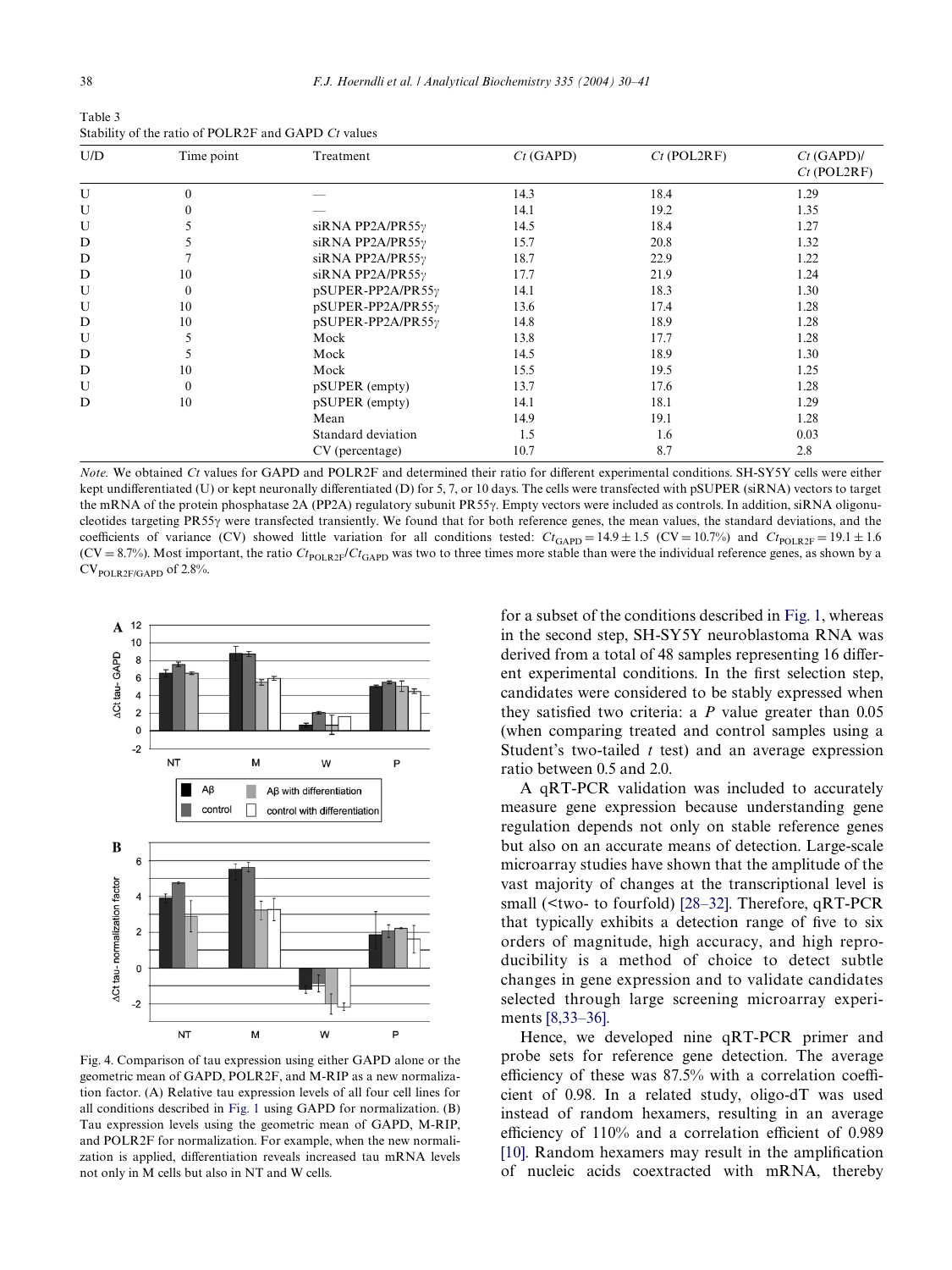Table 3
Stability of the ratio of POLR2F and GAPD *Ct* values

| U/D | Time point | Treatment | *Ct* (GAPD) | *Ct* (POL2RF) | *Ct* (GAPD)/ *Ct* (POL2RF) |
|---|---|---|---|---|---|
| U | 0 | — | 14.3 | 18.4 | 1.29 |
| U | 0 | — | 14.1 | 19.2 | 1.35 |
| U | 5 | siRNA PP2A/PR55γ | 14.5 | 18.4 | 1.27 |
| D | 5 | siRNA PP2A/PR55γ | 15.7 | 20.8 | 1.32 |
| D | 7 | siRNA PP2A/PR55γ | 18.7 | 22.9 | 1.22 |
| D | 10 | siRNA PP2A/PR55γ | 17.7 | 21.9 | 1.24 |
| U | 0 | pSUPER-PP2A/PR55γ | 14.1 | 18.3 | 1.30 |
| U | 10 | pSUPER-PP2A/PR55γ | 13.6 | 17.4 | 1.28 |
| D | 10 | pSUPER-PP2A/PR55γ | 14.8 | 18.9 | 1.28 |
| U | 5 | Mock | 13.8 | 17.7 | 1.28 |
| D | 5 | Mock | 14.5 | 18.9 | 1.30 |
| D | 10 | Mock | 15.5 | 19.5 | 1.25 |
| U | 0 | pSUPER (empty) | 13.7 | 17.6 | 1.28 |
| D | 10 | pSUPER (empty) | 14.1 | 18.1 | 1.29 |
| | | Mean | 14.9 | 19.1 | 1.28 |
| | | Standard deviation | 1.5 | 1.6 | 0.03 |
| | | CV (percentage) | 10.7 | 8.7 | 2.8 |

*Note.* We obtained *Ct* values for GAPD and POLR2F and determined their ratio for different experimental conditions. SH-SY5Y cells were either kept undifferentiated (U) or kept neuronally differentiated (D) for 5, 7, or 10 days. The cells were transfected with pSUPER (siRNA) vectors to target the mRNA of the protein phosphatase 2A (PP2A) regulatory subunit PR55γ. Empty vectors were included as controls. In addition, siRNA oligonucleotides targeting PR55γ were transfected transiently. We found that for both reference genes, the mean values, the standard deviations, and the coefficients of variance (CV) showed little variation for all conditions tested: $Ct_{GAPD} = 14.9 \pm 1.5$ (CV = 10.7%) and $Ct_{POLR2F} = 19.1 \pm 1.6$ (CV = 8.7%). Most important, the ratio $Ct_{POLR2F}/Ct_{GAPD}$ was two to three times more stable than were the individual reference genes, as shown by a $CV_{POLR2F/GAPD}$ of 2.8%.

Fig. 4. Comparison of tau expression using either GAPD alone or the geometric mean of GAPD, POLR2F, and M-RIP as a new normalization factor. (A) Relative tau expression levels of all four cell lines for all conditions described in Fig. 1 using GAPD for normalization. (B) Tau expression levels using the geometric mean of GAPD, M-RIP, and POLR2F for normalization. For example, when the new normalization is applied, differentiation reveals increased tau mRNA levels not only in M cells but also in NT and W cells.

for a subset of the conditions described in Fig. 1, whereas in the second step, SH-SY5Y neuroblastoma RNA was derived from a total of 48 samples representing 16 different experimental conditions. In the first selection step, candidates were considered to be stably expressed when they satisfied two criteria: a *P* value greater than 0.05 (when comparing treated and control samples using a Student's two-tailed *t* test) and an average expression ratio between 0.5 and 2.0.

A qRT-PCR validation was included to accurately measure gene expression because understanding gene regulation depends not only on stable reference genes but also on an accurate means of detection. Large-scale microarray studies have shown that the amplitude of the vast majority of changes at the transcriptional level is small (<two- to fourfold) [28–32]. Therefore, qRT-PCR that typically exhibits a detection range of five to six orders of magnitude, high accuracy, and high reproducibility is a method of choice to detect subtle changes in gene expression and to validate candidates selected through large screening microarray experiments [8,33–36].

Hence, we developed nine qRT-PCR primer and probe sets for reference gene detection. The average efficiency of these was 87.5% with a correlation coefficient of 0.98. In a related study, oligo-dT was used instead of random hexamers, resulting in an average efficiency of 110% and a correlation efficient of 0.989 [10]. Random hexamers may result in the amplification of nucleic acids coextracted with mRNA, thereby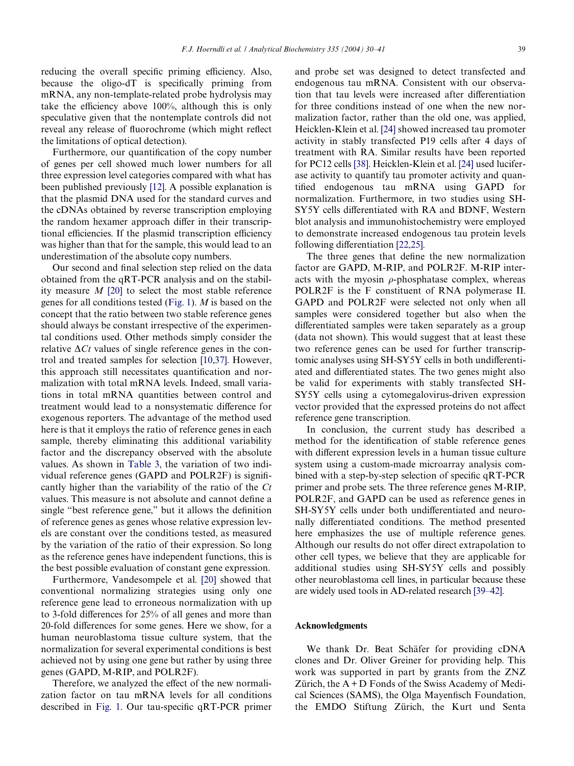reducing the overall specific priming efficiency. Also, because the oligo-dT is specifically priming from mRNA, any non-template-related probe hydrolysis may take the efficiency above 100%, although this is only speculative given that the nontemplate controls did not reveal any release of fluorochrome (which might reflect the limitations of optical detection).

Furthermore, our quantification of the copy number of genes per cell showed much lower numbers for all three expression level categories compared with what has been published previously [12]. A possible explanation is that the plasmid DNA used for the standard curves and the cDNAs obtained by reverse transcription employing the random hexamer approach differ in their transcriptional efficiencies. If the plasmid transcription efficiency was higher than that for the sample, this would lead to an underestimation of the absolute copy numbers.

Our second and final selection step relied on the data obtained from the qRT-PCR analysis and on the stability measure *M* [20] to select the most stable reference genes for all conditions tested (Fig. 1). *M* is based on the concept that the ratio between two stable reference genes should always be constant irrespective of the experimental conditions used. Other methods simply consider the relative $\Delta Ct$ values of single reference genes in the control and treated samples for selection [10,37]. However, this approach still necessitates quantification and normalization with total mRNA levels. Indeed, small variations in total mRNA quantities between control and treatment would lead to a nonsystematic difference for exogenous reporters. The advantage of the method used here is that it employs the ratio of reference genes in each sample, thereby eliminating this additional variability factor and the discrepancy observed with the absolute values. As shown in Table 3, the variation of two individual reference genes (GAPD and POLR2F) is significantly higher than the variability of the ratio of the *Ct* values. This measure is not absolute and cannot define a single "best reference gene," but it allows the definition of reference genes as genes whose relative expression levels are constant over the conditions tested, as measured by the variation of the ratio of their expression. So long as the reference genes have independent functions, this is the best possible evaluation of constant gene expression.

Furthermore, Vandesompele et al. [20] showed that conventional normalizing strategies using only one reference gene lead to erroneous normalization with up to 3-fold differences for 25% of all genes and more than 20-fold differences for some genes. Here we show, for a human neuroblastoma tissue culture system, that the normalization for several experimental conditions is best achieved not by using one gene but rather by using three genes (GAPD, M-RIP, and POLR2F).

Therefore, we analyzed the effect of the new normalization factor on tau mRNA levels for all conditions described in Fig. 1. Our tau-specific qRT-PCR primer and probe set was designed to detect transfected and endogenous tau mRNA. Consistent with our observation that tau levels were increased after differentiation for three conditions instead of one when the new normalization factor, rather than the old one, was applied, Heicklen-Klein et al. [24] showed increased tau promoter activity in stably transfected P19 cells after 4 days of treatment with RA. Similar results have been reported for PC12 cells [38]. Heicklen-Klein et al. [24] used luciferase activity to quantify tau promoter activity and quantified endogenous tau mRNA using GAPD for normalization. Furthermore, in two studies using SH-SY5Y cells differentiated with RA and BDNF, Western blot analysis and immunohistochemistry were employed to demonstrate increased endogenous tau protein levels following differentiation [22,25].

The three genes that define the new normalization factor are GAPD, M-RIP, and POLR2F. M-RIP interacts with the myosin $\rho$-phosphatase complex, whereas POLR2F is the F constituent of RNA polymerase II. GAPD and POLR2F were selected not only when all samples were considered together but also when the differentiated samples were taken separately as a group (data not shown). This would suggest that at least these two reference genes can be used for further transcriptomic analyses using SH-SY5Y cells in both undifferentiated and differentiated states. The two genes might also be valid for experiments with stably transfected SH-SY5Y cells using a cytomegalovirus-driven expression vector provided that the expressed proteins do not affect reference gene transcription.

In conclusion, the current study has described a method for the identification of stable reference genes with different expression levels in a human tissue culture system using a custom-made microarray analysis combined with a step-by-step selection of specific qRT-PCR primer and probe sets. The three reference genes M-RIP, POLR2F, and GAPD can be used as reference genes in SH-SY5Y cells under both undifferentiated and neuronally differentiated conditions. The method presented here emphasizes the use of multiple reference genes. Although our results do not offer direct extrapolation to other cell types, we believe that they are applicable for additional studies using SH-SY5Y cells and possibly other neuroblastoma cell lines, in particular because these are widely used tools in AD-related research [39–42].

## Acknowledgments

We thank Dr. Beat Schäfer for providing cDNA clones and Dr. Oliver Greiner for providing help. This work was supported in part by grants from the ZNZ Zürich, the A + D Fonds of the Swiss Academy of Medical Sciences (SAMS), the Olga Mayenfisch Foundation, the EMDO Stiftung Zürich, the Kurt und Senta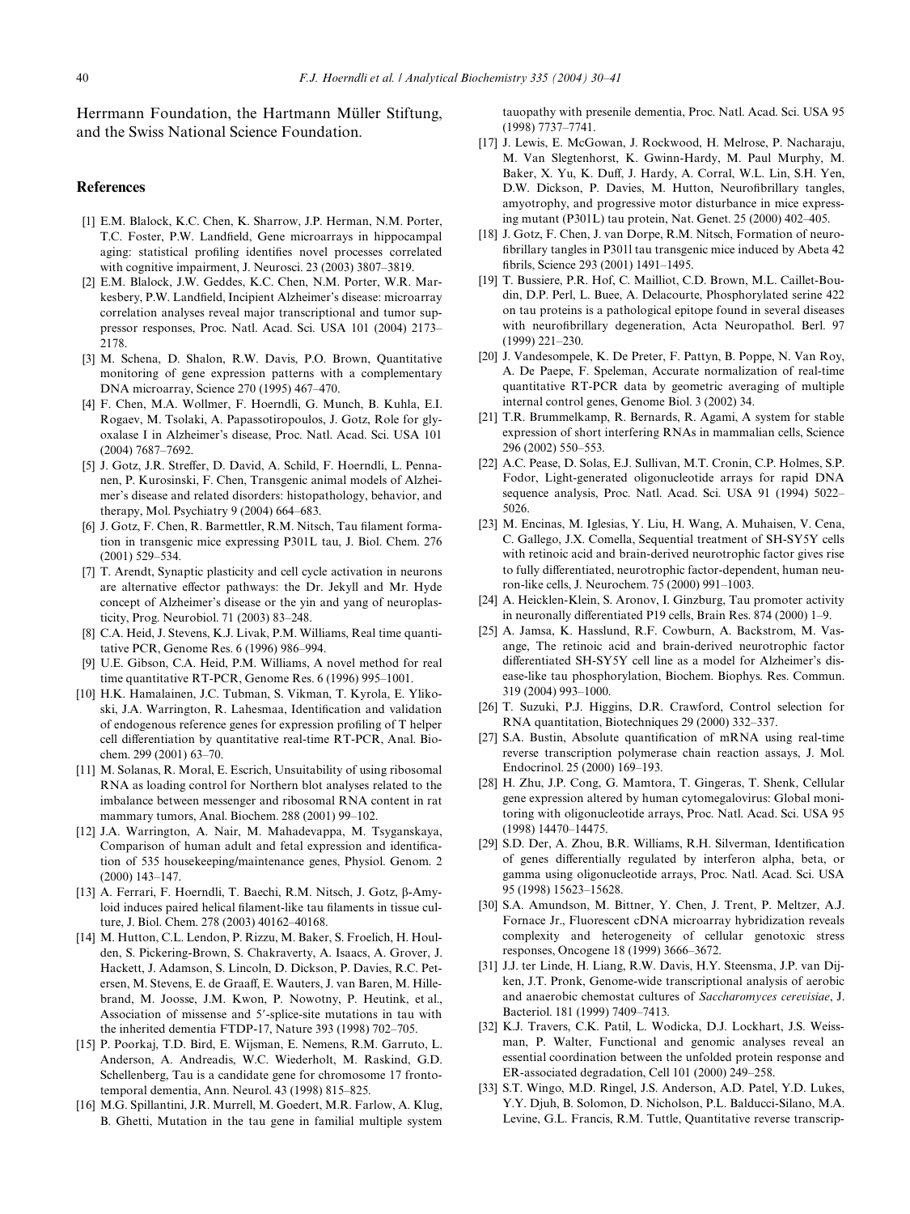Herrmann Foundation, the Hartmann Müller Stiftung, and the Swiss National Science Foundation.

## References

[1] E.M. Blalock, K.C. Chen, K. Sharrow, J.P. Herman, N.M. Porter, T.C. Foster, P.W. Landfield, Gene microarrays in hippocampal aging: statistical profiling identifies novel processes correlated with cognitive impairment, J. Neurosci. 23 (2003) 3807–3819.

[2] E.M. Blalock, J.W. Geddes, K.C. Chen, N.M. Porter, W.R. Markesbery, P.W. Landfield, Incipient Alzheimer's disease: microarray correlation analyses reveal major transcriptional and tumor suppressor responses, Proc. Natl. Acad. Sci. USA 101 (2004) 2173–2178.

[3] M. Schena, D. Shalon, R.W. Davis, P.O. Brown, Quantitative monitoring of gene expression patterns with a complementary DNA microarray, Science 270 (1995) 467–470.

[4] F. Chen, M.A. Wollmer, F. Hoerndli, G. Munch, B. Kuhla, E.I. Rogaev, M. Tsolaki, A. Papassotiropoulos, J. Gotz, Role for glyoxalase I in Alzheimer's disease, Proc. Natl. Acad. Sci. USA 101 (2004) 7687–7692.

[5] J. Gotz, J.R. Streffer, D. David, A. Schild, F. Hoerndli, L. Pennanen, P. Kurosinski, F. Chen, Transgenic animal models of Alzheimer's disease and related disorders: histopathology, behavior, and therapy, Mol. Psychiatry 9 (2004) 664–683.

[6] J. Gotz, F. Chen, R. Barmettler, R.M. Nitsch, Tau filament formation in transgenic mice expressing P301L tau, J. Biol. Chem. 276 (2001) 529–534.

[7] T. Arendt, Synaptic plasticity and cell cycle activation in neurons are alternative effector pathways: the Dr. Jekyll and Mr. Hyde concept of Alzheimer's disease or the yin and yang of neuroplasticity, Prog. Neurobiol. 71 (2003) 83–248.

[8] C.A. Heid, J. Stevens, K.J. Livak, P.M. Williams, Real time quantitative PCR, Genome Res. 6 (1996) 986–994.

[9] U.E. Gibson, C.A. Heid, P.M. Williams, A novel method for real time quantitative RT-PCR, Genome Res. 6 (1996) 995–1001.

[10] H.K. Hamalainen, J.C. Tubman, S. Vikman, T. Kyrola, E. Ylikoski, J.A. Warrington, R. Lahesmaa, Identification and validation of endogenous reference genes for expression profiling of T helper cell differentiation by quantitative real-time RT-PCR, Anal. Biochem. 299 (2001) 63–70.

[11] M. Solanas, R. Moral, E. Escrich, Unsuitability of using ribosomal RNA as loading control for Northern blot analyses related to the imbalance between messenger and ribosomal RNA content in rat mammary tumors, Anal. Biochem. 288 (2001) 99–102.

[12] J.A. Warrington, A. Nair, M. Mahadevappa, M. Tsyganskaya, Comparison of human adult and fetal expression and identification of 535 housekeeping/maintenance genes, Physiol. Genom. 2 (2000) 143–147.

[13] A. Ferrari, F. Hoerndli, T. Baechi, R.M. Nitsch, J. Gotz, β-Amyloid induces paired helical filament-like tau filaments in tissue culture, J. Biol. Chem. 278 (2003) 40162–40168.

[14] M. Hutton, C.L. Lendon, P. Rizzu, M. Baker, S. Froelich, H. Houlden, S. Pickering-Brown, S. Chakraverty, A. Isaacs, A. Grover, J. Hackett, J. Adamson, S. Lincoln, D. Dickson, P. Davies, R.C. Petersen, M. Stevens, E. de Graaff, E. Wauters, J. van Baren, M. Hillebrand, M. Joosse, J.M. Kwon, P. Nowotny, P. Heutink, et al., Association of missense and 5′-splice-site mutations in tau with the inherited dementia FTDP-17, Nature 393 (1998) 702–705.

[15] P. Poorkaj, T.D. Bird, E. Wijsman, E. Nemens, R.M. Garruto, L. Anderson, A. Andreadis, W.C. Wiederholt, M. Raskind, G.D. Schellenberg, Tau is a candidate gene for chromosome 17 frontotemporal dementia, Ann. Neurol. 43 (1998) 815–825.

[16] M.G. Spillantini, J.R. Murrell, M. Goedert, M.R. Farlow, A. Klug, B. Ghetti, Mutation in the tau gene in familial multiple system tauopathy with presenile dementia, Proc. Natl. Acad. Sci. USA 95 (1998) 7737–7741.

[17] J. Lewis, E. McGowan, J. Rockwood, H. Melrose, P. Nacharaju, M. Van Slegtenhorst, K. Gwinn-Hardy, M. Paul Murphy, M. Baker, X. Yu, K. Duff, J. Hardy, A. Corral, W.L. Lin, S.H. Yen, D.W. Dickson, P. Davies, M. Hutton, Neurofibrillary tangles, amyotrophy, and progressive motor disturbance in mice expressing mutant (P301L) tau protein, Nat. Genet. 25 (2000) 402–405.

[18] J. Gotz, F. Chen, J. van Dorpe, R.M. Nitsch, Formation of neurofibrillary tangles in P301l tau transgenic mice induced by Abeta 42 fibrils, Science 293 (2001) 1491–1495.

[19] T. Bussiere, P.R. Hof, C. Mailliot, C.D. Brown, M.L. Caillet-Boudin, D.P. Perl, L. Buee, A. Delacourte, Phosphorylated serine 422 on tau proteins is a pathological epitope found in several diseases with neurofibrillary degeneration, Acta Neuropathol. Berl. 97 (1999) 221–230.

[20] J. Vandesompele, K. De Preter, F. Pattyn, B. Poppe, N. Van Roy, A. De Paepe, F. Speleman, Accurate normalization of real-time quantitative RT-PCR data by geometric averaging of multiple internal control genes, Genome Biol. 3 (2002) 34.

[21] T.R. Brummelkamp, R. Bernards, R. Agami, A system for stable expression of short interfering RNAs in mammalian cells, Science 296 (2002) 550–553.

[22] A.C. Pease, D. Solas, E.J. Sullivan, M.T. Cronin, C.P. Holmes, S.P. Fodor, Light-generated oligonucleotide arrays for rapid DNA sequence analysis, Proc. Natl. Acad. Sci. USA 91 (1994) 5022–5026.

[23] M. Encinas, M. Iglesias, Y. Liu, H. Wang, A. Muhaisen, V. Cena, C. Gallego, J.X. Comella, Sequential treatment of SH-SY5Y cells with retinoic acid and brain-derived neurotrophic factor gives rise to fully differentiated, neurotrophic factor-dependent, human neuron-like cells, J. Neurochem. 75 (2000) 991–1003.

[24] A. Heicklen-Klein, S. Aronov, I. Ginzburg, Tau promoter activity in neuronally differentiated P19 cells, Brain Res. 874 (2000) 1–9.

[25] A. Jamsa, K. Hasslund, R.F. Cowburn, A. Backstrom, M. Vasange, The retinoic acid and brain-derived neurotrophic factor differentiated SH-SY5Y cell line as a model for Alzheimer's disease-like tau phosphorylation, Biochem. Biophys. Res. Commun. 319 (2004) 993–1000.

[26] T. Suzuki, P.J. Higgins, D.R. Crawford, Control selection for RNA quantitation, Biotechniques 29 (2000) 332–337.

[27] S.A. Bustin, Absolute quantification of mRNA using real-time reverse transcription polymerase chain reaction assays, J. Mol. Endocrinol. 25 (2000) 169–193.

[28] H. Zhu, J.P. Cong, G. Mamtora, T. Gingeras, T. Shenk, Cellular gene expression altered by human cytomegalovirus: Global monitoring with oligonucleotide arrays, Proc. Natl. Acad. Sci. USA 95 (1998) 14470–14475.

[29] S.D. Der, A. Zhou, B.R. Williams, R.H. Silverman, Identification of genes differentially regulated by interferon alpha, beta, or gamma using oligonucleotide arrays, Proc. Natl. Acad. Sci. USA 95 (1998) 15623–15628.

[30] S.A. Amundson, M. Bittner, Y. Chen, J. Trent, P. Meltzer, A.J. Fornace Jr., Fluorescent cDNA microarray hybridization reveals complexity and heterogeneity of cellular genotoxic stress responses, Oncogene 18 (1999) 3666–3672.

[31] J.J. ter Linde, H. Liang, R.W. Davis, H.Y. Steensma, J.P. van Dijken, J.T. Pronk, Genome-wide transcriptional analysis of aerobic and anaerobic chemostat cultures of *Saccharomyces cerevisiae*, J. Bacteriol. 181 (1999) 7409–7413.

[32] K.J. Travers, C.K. Patil, L. Wodicka, D.J. Lockhart, J.S. Weissman, P. Walter, Functional and genomic analyses reveal an essential coordination between the unfolded protein response and ER-associated degradation, Cell 101 (2000) 249–258.

[33] S.T. Wingo, M.D. Ringel, J.S. Anderson, A.D. Patel, Y.D. Lukes, Y.Y. Djuh, B. Solomon, D. Nicholson, P.L. Balducci-Silano, M.A. Levine, G.L. Francis, R.M. Tuttle, Quantitative reverse transcrip-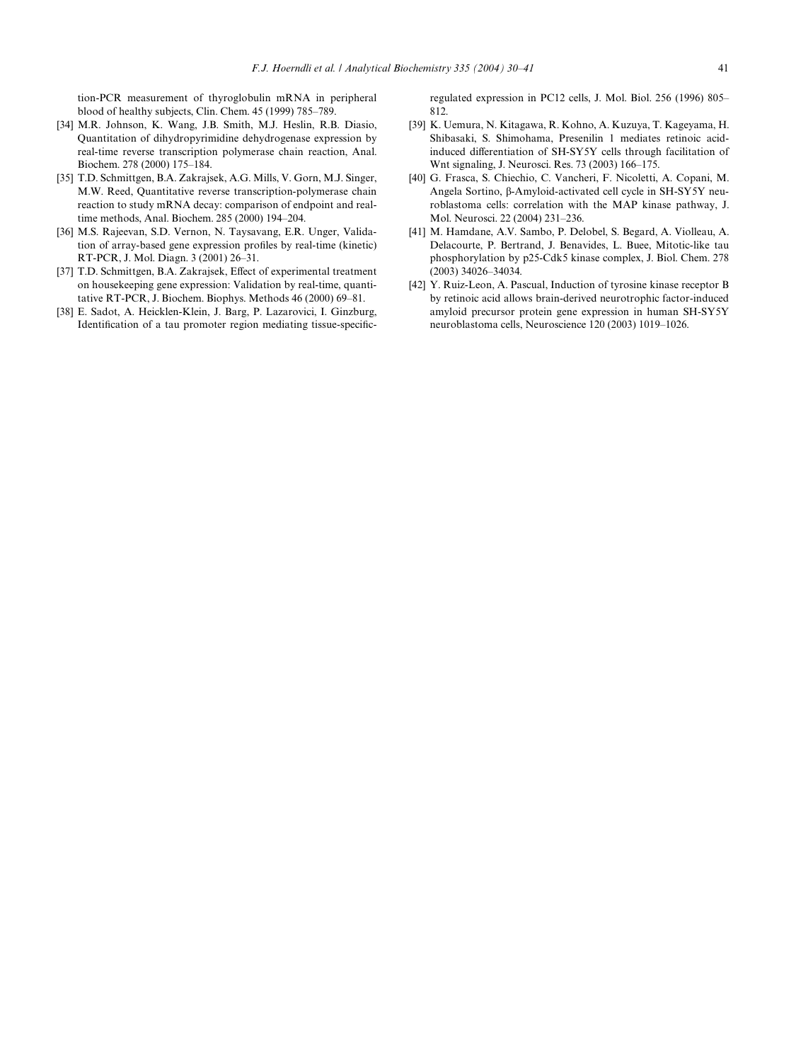tion-PCR measurement of thyroglobulin mRNA in peripheral blood of healthy subjects, Clin. Chem. 45 (1999) 785–789.

[34] M.R. Johnson, K. Wang, J.B. Smith, M.J. Heslin, R.B. Diasio, Quantitation of dihydropyrimidine dehydrogenase expression by real-time reverse transcription polymerase chain reaction, Anal. Biochem. 278 (2000) 175–184.

[35] T.D. Schmittgen, B.A. Zakrajsek, A.G. Mills, V. Gorn, M.J. Singer, M.W. Reed, Quantitative reverse transcription-polymerase chain reaction to study mRNA decay: comparison of endpoint and real-time methods, Anal. Biochem. 285 (2000) 194–204.

[36] M.S. Rajeevan, S.D. Vernon, N. Taysavang, E.R. Unger, Validation of array-based gene expression profiles by real-time (kinetic) RT-PCR, J. Mol. Diagn. 3 (2001) 26–31.

[37] T.D. Schmittgen, B.A. Zakrajsek, Effect of experimental treatment on housekeeping gene expression: Validation by real-time, quantitative RT-PCR, J. Biochem. Biophys. Methods 46 (2000) 69–81.

[38] E. Sadot, A. Heicklen-Klein, J. Barg, P. Lazarovici, I. Ginzburg, Identification of a tau promoter region mediating tissue-specific-regulated expression in PC12 cells, J. Mol. Biol. 256 (1996) 805–812.

[39] K. Uemura, N. Kitagawa, R. Kohno, A. Kuzuya, T. Kageyama, H. Shibasaki, S. Shimohama, Presenilin 1 mediates retinoic acid-induced differentiation of SH-SY5Y cells through facilitation of Wnt signaling, J. Neurosci. Res. 73 (2003) 166–175.

[40] G. Frasca, S. Chiechio, C. Vancheri, F. Nicoletti, A. Copani, M. Angela Sortino, β-Amyloid-activated cell cycle in SH-SY5Y neuroblastoma cells: correlation with the MAP kinase pathway, J. Mol. Neurosci. 22 (2004) 231–236.

[41] M. Hamdane, A.V. Sambo, P. Delobel, S. Begard, A. Violleau, A. Delacourte, P. Bertrand, J. Benavides, L. Buee, Mitotic-like tau phosphorylation by p25-Cdk5 kinase complex, J. Biol. Chem. 278 (2003) 34026–34034.

[42] Y. Ruiz-Leon, A. Pascual, Induction of tyrosine kinase receptor B by retinoic acid allows brain-derived neurotrophic factor-induced amyloid precursor protein gene expression in human SH-SY5Y neuroblastoma cells, Neuroscience 120 (2003) 1019–1026.